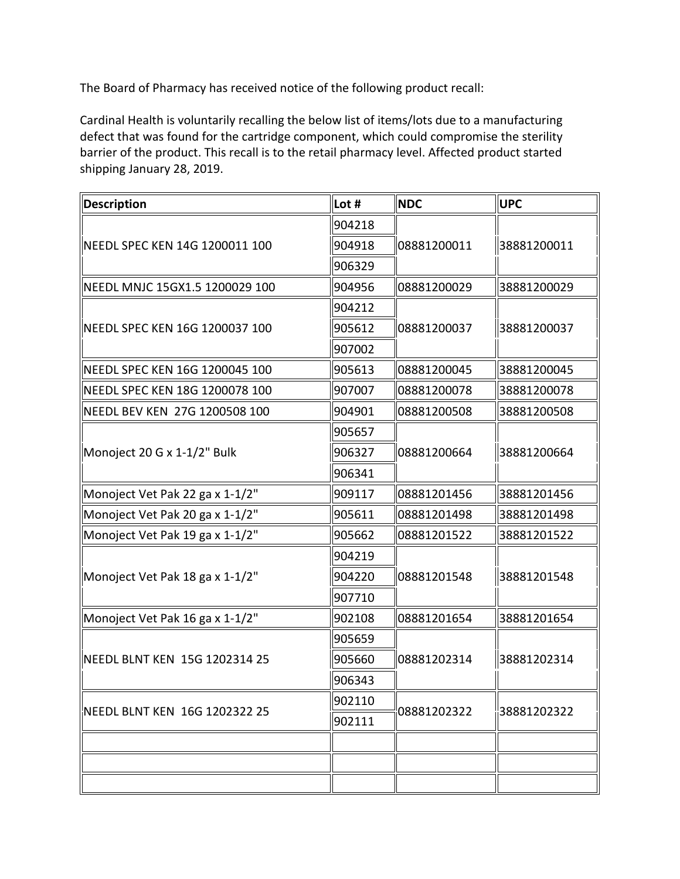The Board of Pharmacy has received notice of the following product recall:

Cardinal Health is voluntarily recalling the below list of items/lots due to a manufacturing defect that was found for the cartridge component, which could compromise the sterility barrier of the product. This recall is to the retail pharmacy level. Affected product started shipping January 28, 2019.

| Description | Lot # | NDC | UPC |
|---|---|---|---|
| NEEDL SPEC KEN 14G 1200011 100 | 904218 | 08881200011 | 38881200011 |
| | 904918 | | |
| | 906329 | | |
| NEEDL MNJC 15GX1.5 1200029 100 | 904956 | 08881200029 | 38881200029 |
| NEEDL SPEC KEN 16G 1200037 100 | 904212 | 08881200037 | 38881200037 |
| | 905612 | | |
| | 907002 | | |
| NEEDL SPEC KEN 16G 1200045 100 | 905613 | 08881200045 | 38881200045 |
| NEEDL SPEC KEN 18G 1200078 100 | 907007 | 08881200078 | 38881200078 |
| NEEDL BEV KEN 27G 1200508 100 | 904901 | 08881200508 | 38881200508 |
| Monoject 20 G x 1-1/2" Bulk | 905657 | 08881200664 | 38881200664 |
| | 906327 | | |
| | 906341 | | |
| Monoject Vet Pak 22 ga x 1-1/2" | 909117 | 08881201456 | 38881201456 |
| Monoject Vet Pak 20 ga x 1-1/2" | 905611 | 08881201498 | 38881201498 |
| Monoject Vet Pak 19 ga x 1-1/2" | 905662 | 08881201522 | 38881201522 |
| Monoject Vet Pak 18 ga x 1-1/2" | 904219 | 08881201548 | 38881201548 |
| | 904220 | | |
| | 907710 | | |
| Monoject Vet Pak 16 ga x 1-1/2" | 902108 | 08881201654 | 38881201654 |
| NEEDL BLNT KEN 15G 1202314 25 | 905659 | 08881202314 | 38881202314 |
| | 905660 | | |
| | 906343 | | |
| NEEDL BLNT KEN 16G 1202322 25 | 902110 | 08881202322 | 38881202322 |
| | 902111 | | |
| | | | |
| | | | |
| | | | |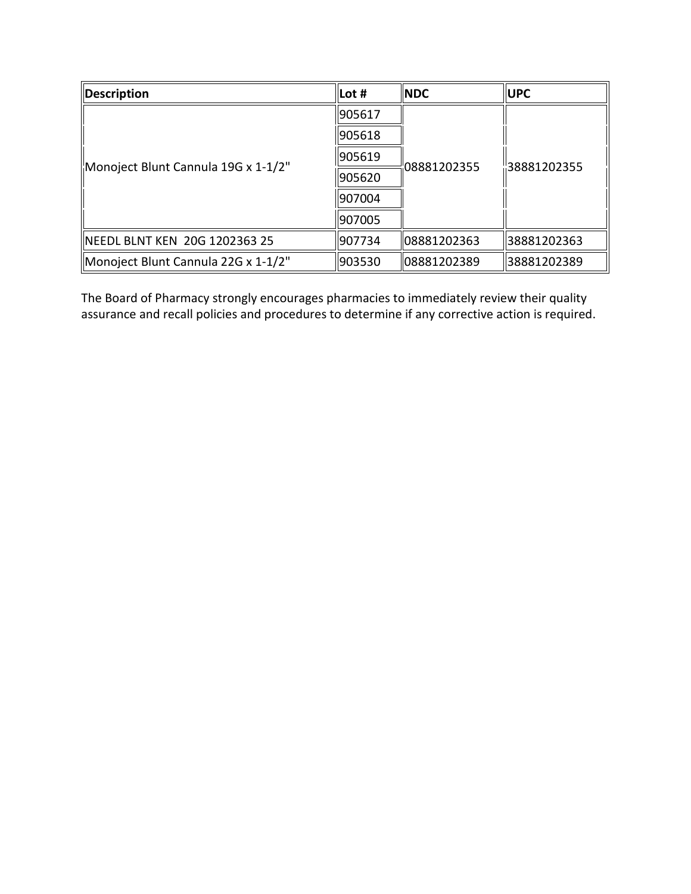| Description | Lot # | NDC | UPC |
| --- | --- | --- | --- |
| Monoject Blunt Cannula 19G x 1-1/2" | 905617 | 08881202355 | 38881202355 |
| | 905618 | | |
| | 905619 | | |
| | 905620 | | |
| | 907004 | | |
| | 907005 | | |
| NEEDL BLNT KEN 20G 1202363 25 | 907734 | 08881202363 | 38881202363 |
| Monoject Blunt Cannula 22G x 1-1/2" | 903530 | 08881202389 | 38881202389 |

The Board of Pharmacy strongly encourages pharmacies to immediately review their quality assurance and recall policies and procedures to determine if any corrective action is required.